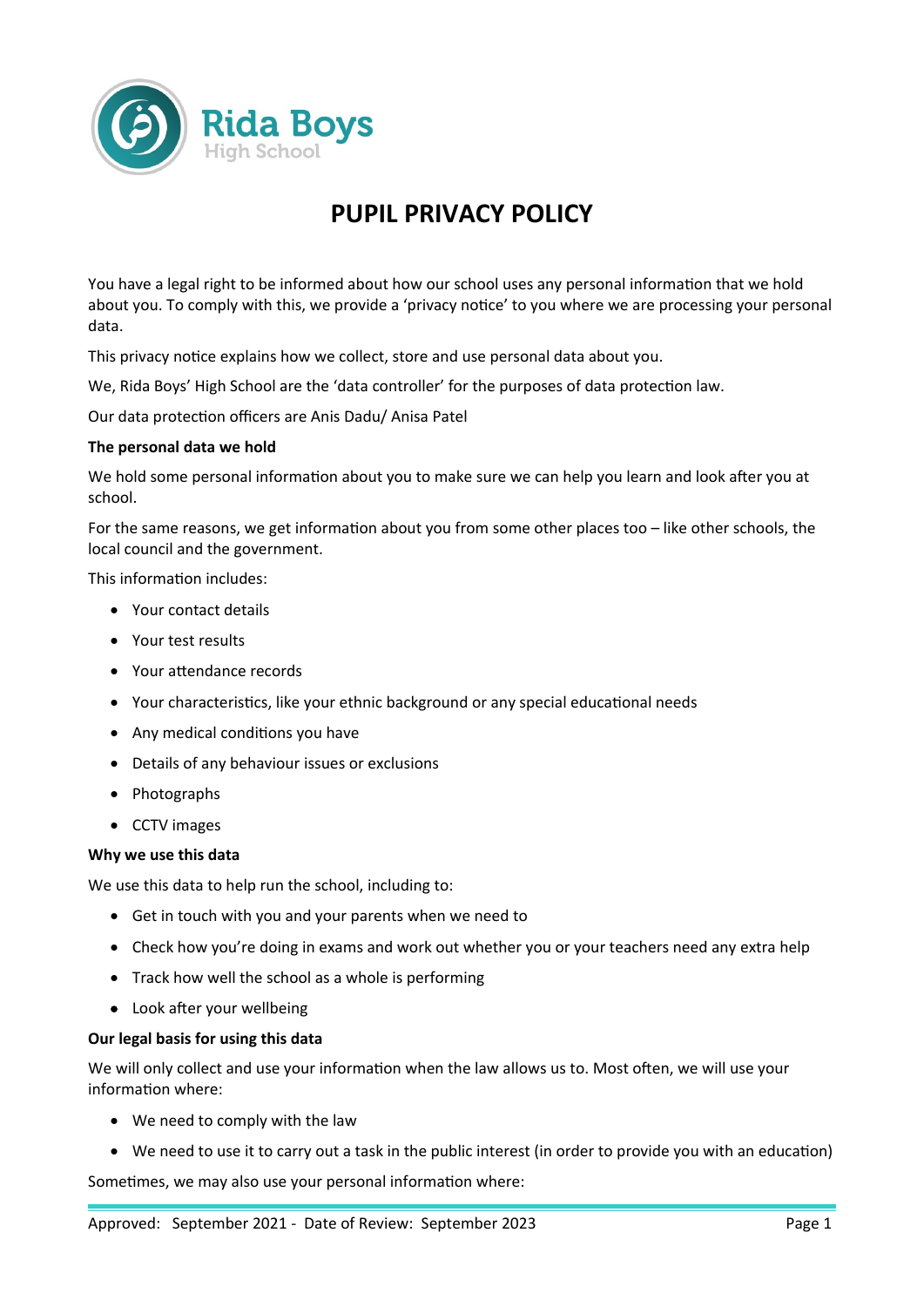Rida Boys
High School

# PUPIL PRIVACY POLICY

You have a legal right to be informed about how our school uses any personal information that we hold about you. To comply with this, we provide a 'privacy notice' to you where we are processing your personal data.

This privacy notice explains how we collect, store and use personal data about you.

We, Rida Boys' High School are the 'data controller' for the purposes of data protection law.

Our data protection officers are Anis Dadu/ Anisa Patel

**The personal data we hold**

We hold some personal information about you to make sure we can help you learn and look after you at school.

For the same reasons, we get information about you from some other places too – like other schools, the local council and the government.

This information includes:

- Your contact details
- Your test results
- Your attendance records
- Your characteristics, like your ethnic background or any special educational needs
- Any medical conditions you have
- Details of any behaviour issues or exclusions
- Photographs
- CCTV images

**Why we use this data**

We use this data to help run the school, including to:

- Get in touch with you and your parents when we need to
- Check how you're doing in exams and work out whether you or your teachers need any extra help
- Track how well the school as a whole is performing
- Look after your wellbeing

**Our legal basis for using this data**

We will only collect and use your information when the law allows us to. Most often, we will use your information where:

- We need to comply with the law
- We need to use it to carry out a task in the public interest (in order to provide you with an education)

Sometimes, we may also use your personal information where:

Approved: September 2021 - Date of Review: September 2023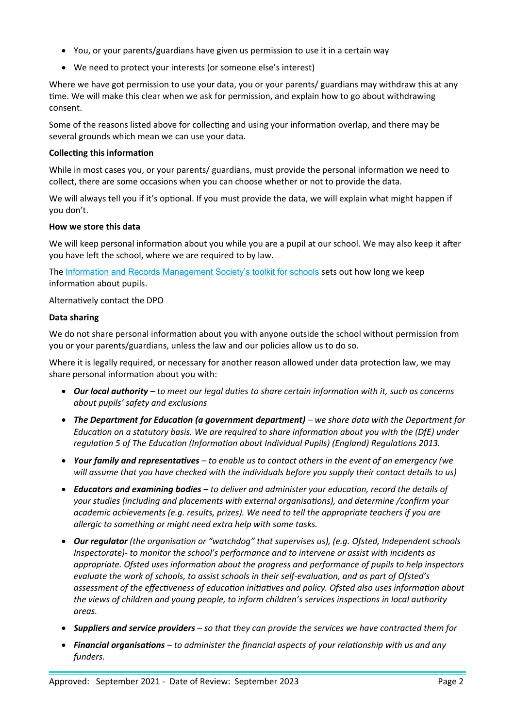- You, or your parents/guardians have given us permission to use it in a certain way
- We need to protect your interests (or someone else's interest)

Where we have got permission to use your data, you or your parents/ guardians may withdraw this at any time. We will make this clear when we ask for permission, and explain how to go about withdrawing consent.

Some of the reasons listed above for collecting and using your information overlap, and there may be several grounds which mean we can use your data.

**Collecting this information**

While in most cases you, or your parents/ guardians, must provide the personal information we need to collect, there are some occasions when you can choose whether or not to provide the data.

We will always tell you if it's optional. If you must provide the data, we will explain what might happen if you don't.

**How we store this data**

We will keep personal information about you while you are a pupil at our school. We may also keep it after you have left the school, where we are required to by law.

The Information and Records Management Society's toolkit for schools sets out how long we keep information about pupils.

Alternatively contact the DPO

**Data sharing**

We do not share personal information about you with anyone outside the school without permission from you or your parents/guardians, unless the law and our policies allow us to do so.

Where it is legally required, or necessary for another reason allowed under data protection law, we may share personal information about you with:

- ***Our local authority*** *– to meet our legal duties to share certain information with it, such as concerns about pupils' safety and exclusions*
- ***The Department for Education (a government department)*** *– we share data with the Department for Education on a statutory basis. We are required to share information about you with the (DfE) under regulation 5 of The Education (Information about Individual Pupils) (England) Regulations 2013.*
- ***Your family and representatives*** *– to enable us to contact others in the event of an emergency (we will assume that you have checked with the individuals before you supply their contact details to us)*
- ***Educators and examining bodies*** *– to deliver and administer your education, record the details of your studies (including and placements with external organisations), and determine /confirm your academic achievements (e.g. results, prizes). We need to tell the appropriate teachers if you are allergic to something or might need extra help with some tasks.*
- ***Our regulator*** *(the organisation or "watchdog" that supervises us), (e.g. Ofsted, Independent schools Inspectorate)- to monitor the school's performance and to intervene or assist with incidents as appropriate. Ofsted uses information about the progress and performance of pupils to help inspectors evaluate the work of schools, to assist schools in their self-evaluation, and as part of Ofsted's assessment of the effectiveness of education initiatives and policy. Ofsted also uses information about the views of children and young people, to inform children's services inspections in local authority areas.*
- ***Suppliers and service providers*** *– so that they can provide the services we have contracted them for*
- ***Financial organisations*** *– to administer the financial aspects of your relationship with us and any funders.*

Approved: September 2021 - Date of Review: September 2023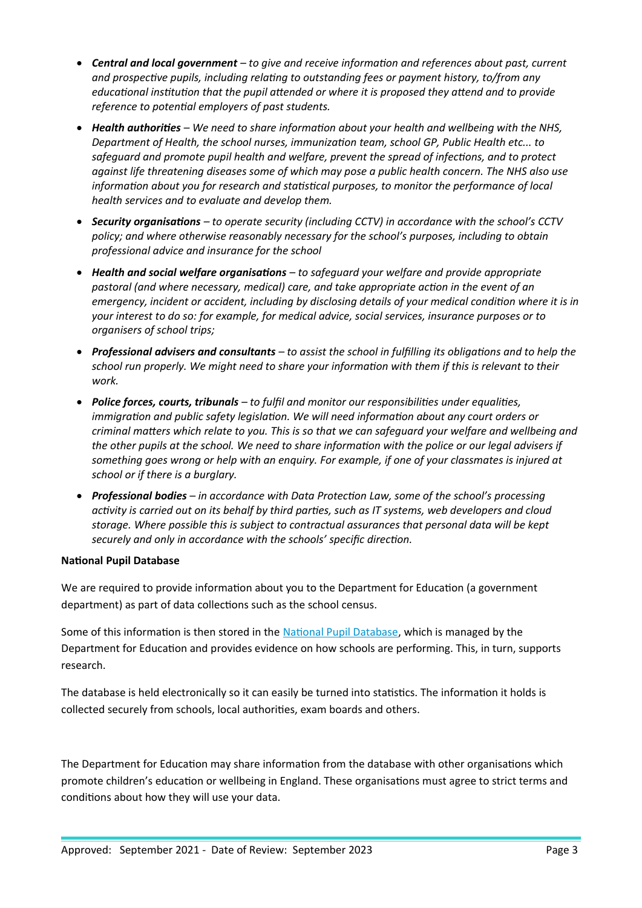- ***Central and local government*** *– to give and receive information and references about past, current and prospective pupils, including relating to outstanding fees or payment history, to/from any educational institution that the pupil attended or where it is proposed they attend and to provide reference to potential employers of past students.*
- ***Health authorities*** *– We need to share information about your health and wellbeing with the NHS, Department of Health, the school nurses, immunization team, school GP, Public Health etc... to safeguard and promote pupil health and welfare, prevent the spread of infections, and to protect against life threatening diseases some of which may pose a public health concern. The NHS also use information about you for research and statistical purposes, to monitor the performance of local health services and to evaluate and develop them.*
- ***Security organisations*** *– to operate security (including CCTV) in accordance with the school's CCTV policy; and where otherwise reasonably necessary for the school's purposes, including to obtain professional advice and insurance for the school*
- ***Health and social welfare organisations*** *– to safeguard your welfare and provide appropriate pastoral (and where necessary, medical) care, and take appropriate action in the event of an emergency, incident or accident, including by disclosing details of your medical condition where it is in your interest to do so: for example, for medical advice, social services, insurance purposes or to organisers of school trips;*
- ***Professional advisers and consultants*** *– to assist the school in fulfilling its obligations and to help the school run properly. We might need to share your information with them if this is relevant to their work.*
- ***Police forces, courts, tribunals*** *– to fulfil and monitor our responsibilities under equalities, immigration and public safety legislation. We will need information about any court orders or criminal matters which relate to you. This is so that we can safeguard your welfare and wellbeing and the other pupils at the school. We need to share information with the police or our legal advisers if something goes wrong or help with an enquiry. For example, if one of your classmates is injured at school or if there is a burglary.*
- ***Professional bodies*** *– in accordance with Data Protection Law, some of the school's processing activity is carried out on its behalf by third parties, such as IT systems, web developers and cloud storage. Where possible this is subject to contractual assurances that personal data will be kept securely and only in accordance with the schools' specific direction.*

**National Pupil Database**

We are required to provide information about you to the Department for Education (a government department) as part of data collections such as the school census.

Some of this information is then stored in the National Pupil Database, which is managed by the Department for Education and provides evidence on how schools are performing. This, in turn, supports research.

The database is held electronically so it can easily be turned into statistics. The information it holds is collected securely from schools, local authorities, exam boards and others.

The Department for Education may share information from the database with other organisations which promote children's education or wellbeing in England. These organisations must agree to strict terms and conditions about how they will use your data.

Approved: September 2021 - Date of Review: September 2023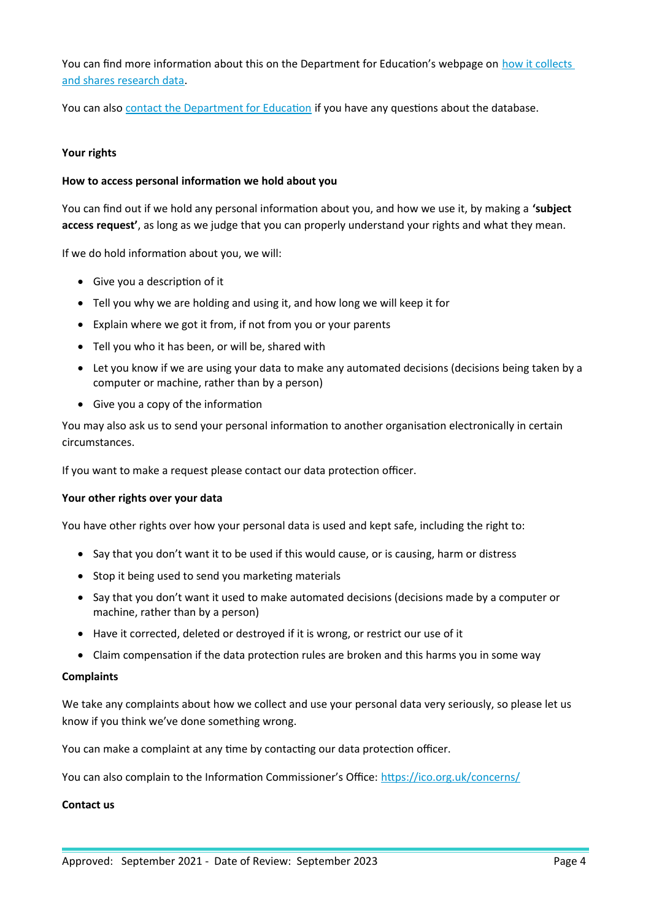You can find more information about this on the Department for Education's webpage on [how it collects and shares research data](#).

You can also [contact the Department for Education](#) if you have any questions about the database.

**Your rights**

**How to access personal information we hold about you**

You can find out if we hold any personal information about you, and how we use it, by making a **'subject access request'**, as long as we judge that you can properly understand your rights and what they mean.

If we do hold information about you, we will:

- Give you a description of it
- Tell you why we are holding and using it, and how long we will keep it for
- Explain where we got it from, if not from you or your parents
- Tell you who it has been, or will be, shared with
- Let you know if we are using your data to make any automated decisions (decisions being taken by a computer or machine, rather than by a person)
- Give you a copy of the information

You may also ask us to send your personal information to another organisation electronically in certain circumstances.

If you want to make a request please contact our data protection officer.

**Your other rights over your data**

You have other rights over how your personal data is used and kept safe, including the right to:

- Say that you don't want it to be used if this would cause, or is causing, harm or distress
- Stop it being used to send you marketing materials
- Say that you don't want it used to make automated decisions (decisions made by a computer or machine, rather than by a person)
- Have it corrected, deleted or destroyed if it is wrong, or restrict our use of it
- Claim compensation if the data protection rules are broken and this harms you in some way

**Complaints**

We take any complaints about how we collect and use your personal data very seriously, so please let us know if you think we've done something wrong.

You can make a complaint at any time by contacting our data protection officer.

You can also complain to the Information Commissioner's Office: [https://ico.org.uk/concerns/](https://ico.org.uk/concerns/)

**Contact us**

Approved: September 2021 - Date of Review: September 2023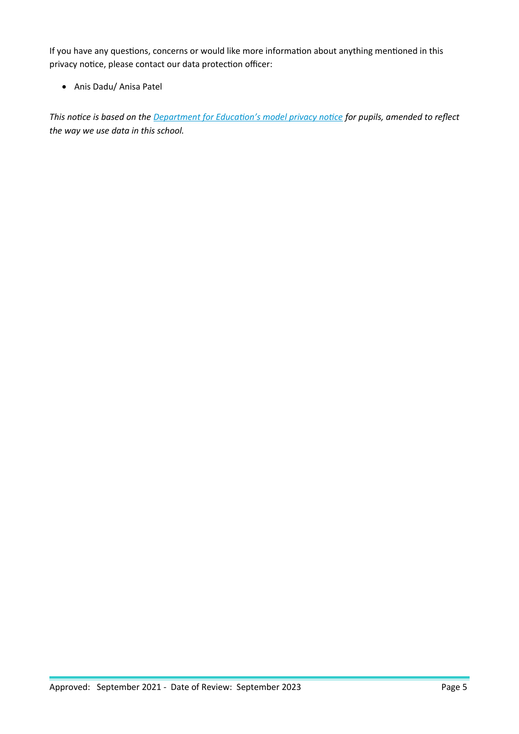If you have any questions, concerns or would like more information about anything mentioned in this privacy notice, please contact our data protection officer:

- Anis Dadu/ Anisa Patel

*This notice is based on the [Department for Education's model privacy notice](#) for pupils, amended to reflect the way we use data in this school.*